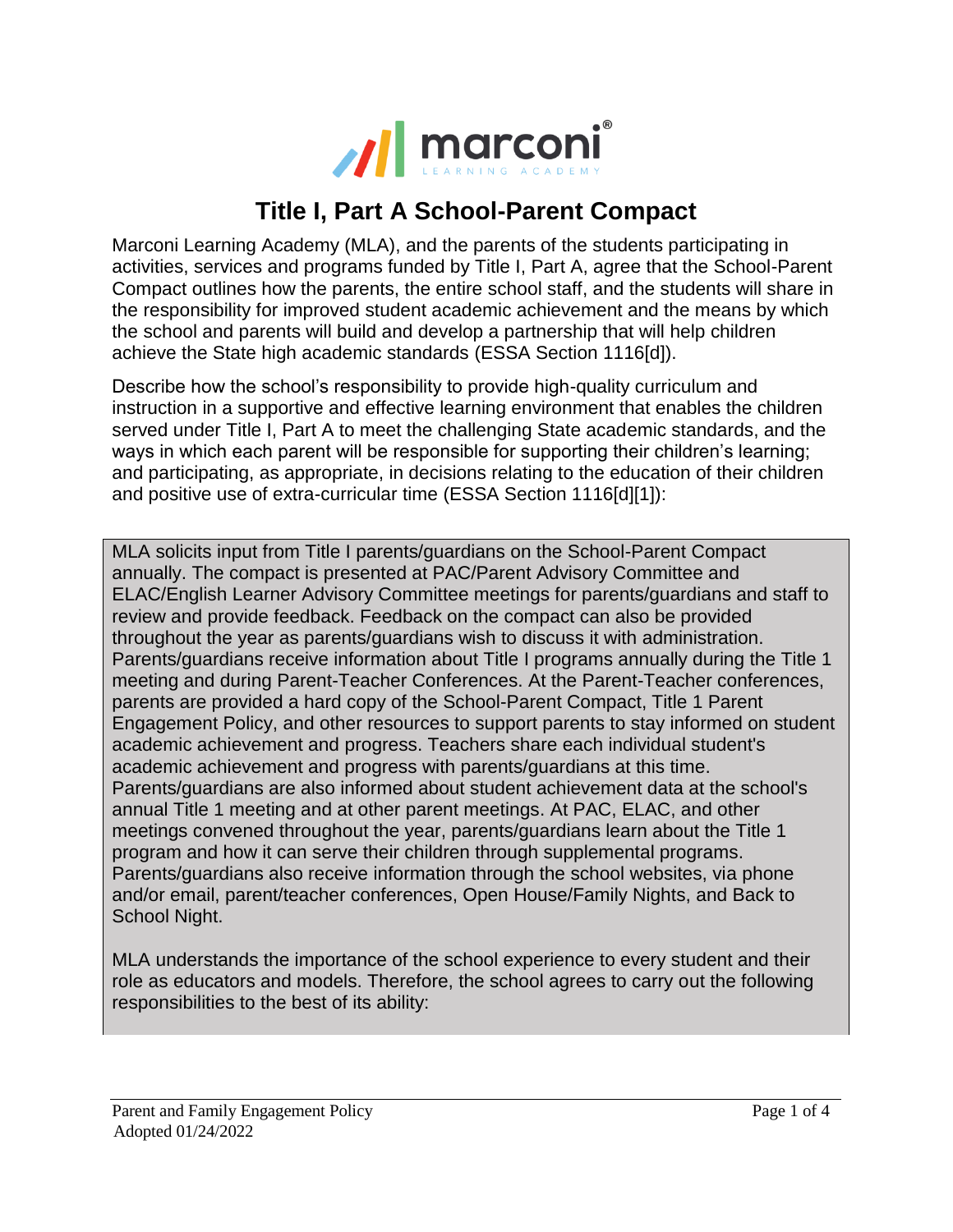# Title I, Part A School-Parent Compact

Marconi Learning Academy (MLA), and the parents of the students participating in activities, services and programs funded by Title I, Part A, agree that the School-Parent Compact outlines how the parents, the entire school staff, and the students will share in the responsibility for improved student academic achievement and the means by which the school and parents will build and develop a partnership that will help children achieve the State high academic standards (ESSA Section 1116[d]).

Describe how the school's responsibility to provide high-quality curriculum and instruction in a supportive and effective learning environment that enables the children served under Title I, Part A to meet the challenging State academic standards, and the ways in which each parent will be responsible for supporting their children's learning; and participating, as appropriate, in decisions relating to the education of their children and positive use of extra-curricular time (ESSA Section 1116[d][1]):

MLA solicits input from Title I parents/guardians on the School-Parent Compact annually. The compact is presented at PAC/Parent Advisory Committee and ELAC/English Learner Advisory Committee meetings for parents/guardians and staff to review and provide feedback. Feedback on the compact can also be provided throughout the year as parents/guardians wish to discuss it with administration. Parents/guardians receive information about Title I programs annually during the Title 1 meeting and during Parent-Teacher Conferences. At the Parent-Teacher conferences, parents are provided a hard copy of the School-Parent Compact, Title 1 Parent Engagement Policy, and other resources to support parents to stay informed on student academic achievement and progress. Teachers share each individual student's academic achievement and progress with parents/guardians at this time. Parents/guardians are also informed about student achievement data at the school's annual Title 1 meeting and at other parent meetings. At PAC, ELAC, and other meetings convened throughout the year, parents/guardians learn about the Title 1 program and how it can serve their children through supplemental programs. Parents/guardians also receive information through the school websites, via phone and/or email, parent/teacher conferences, Open House/Family Nights, and Back to School Night.

MLA understands the importance of the school experience to every student and their role as educators and models. Therefore, the school agrees to carry out the following responsibilities to the best of its ability: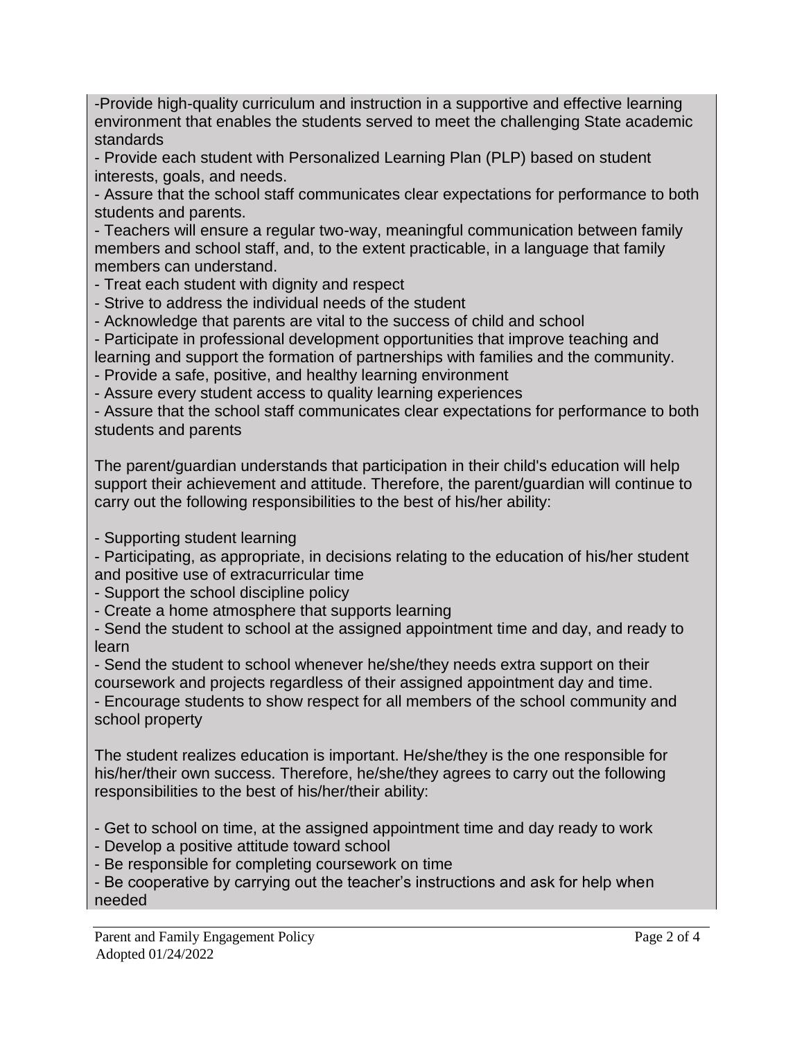-Provide high-quality curriculum and instruction in a supportive and effective learning environment that enables the students served to meet the challenging State academic standards
- Provide each student with Personalized Learning Plan (PLP) based on student interests, goals, and needs.
- Assure that the school staff communicates clear expectations for performance to both students and parents.
- Teachers will ensure a regular two-way, meaningful communication between family members and school staff, and, to the extent practicable, in a language that family members can understand.
- Treat each student with dignity and respect
- Strive to address the individual needs of the student
- Acknowledge that parents are vital to the success of child and school
- Participate in professional development opportunities that improve teaching and learning and support the formation of partnerships with families and the community.
- Provide a safe, positive, and healthy learning environment
- Assure every student access to quality learning experiences
- Assure that the school staff communicates clear expectations for performance to both students and parents

The parent/guardian understands that participation in their child's education will help support their achievement and attitude. Therefore, the parent/guardian will continue to carry out the following responsibilities to the best of his/her ability:

- Supporting student learning
- Participating, as appropriate, in decisions relating to the education of his/her student and positive use of extracurricular time
- Support the school discipline policy
- Create a home atmosphere that supports learning
- Send the student to school at the assigned appointment time and day, and ready to learn
- Send the student to school whenever he/she/they needs extra support on their coursework and projects regardless of their assigned appointment day and time.
- Encourage students to show respect for all members of the school community and school property

The student realizes education is important. He/she/they is the one responsible for his/her/their own success. Therefore, he/she/they agrees to carry out the following responsibilities to the best of his/her/their ability:

- Get to school on time, at the assigned appointment time and day ready to work
- Develop a positive attitude toward school
- Be responsible for completing coursework on time
- Be cooperative by carrying out the teacher's instructions and ask for help when needed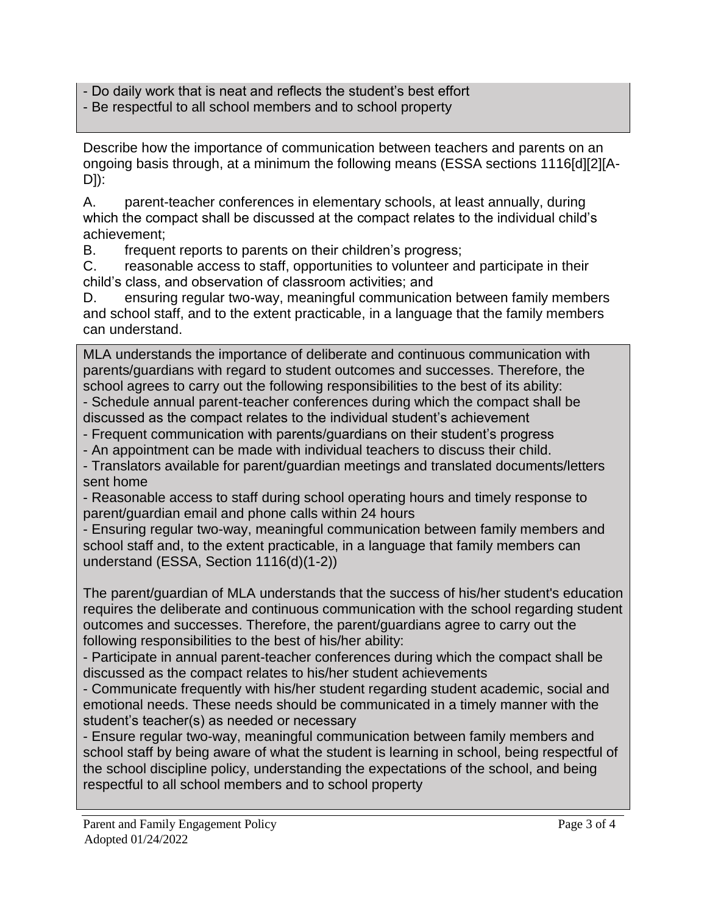- Do daily work that is neat and reflects the student's best effort
- Be respectful to all school members and to school property

Describe how the importance of communication between teachers and parents on an ongoing basis through, at a minimum the following means (ESSA sections 1116[d][2][A-D]):

A. parent-teacher conferences in elementary schools, at least annually, during which the compact shall be discussed at the compact relates to the individual child's achievement;

B. frequent reports to parents on their children's progress;

C. reasonable access to staff, opportunities to volunteer and participate in their child's class, and observation of classroom activities; and

D. ensuring regular two-way, meaningful communication between family members and school staff, and to the extent practicable, in a language that the family members can understand.

MLA understands the importance of deliberate and continuous communication with parents/guardians with regard to student outcomes and successes. Therefore, the school agrees to carry out the following responsibilities to the best of its ability:

- Schedule annual parent-teacher conferences during which the compact shall be discussed as the compact relates to the individual student's achievement
- Frequent communication with parents/guardians on their student's progress
- An appointment can be made with individual teachers to discuss their child.
- Translators available for parent/guardian meetings and translated documents/letters sent home
- Reasonable access to staff during school operating hours and timely response to parent/guardian email and phone calls within 24 hours
- Ensuring regular two-way, meaningful communication between family members and school staff and, to the extent practicable, in a language that family members can understand (ESSA, Section 1116(d)(1-2))

The parent/guardian of MLA understands that the success of his/her student's education requires the deliberate and continuous communication with the school regarding student outcomes and successes. Therefore, the parent/guardians agree to carry out the following responsibilities to the best of his/her ability:

- Participate in annual parent-teacher conferences during which the compact shall be discussed as the compact relates to his/her student achievements
- Communicate frequently with his/her student regarding student academic, social and emotional needs. These needs should be communicated in a timely manner with the student's teacher(s) as needed or necessary
- Ensure regular two-way, meaningful communication between family members and school staff by being aware of what the student is learning in school, being respectful of the school discipline policy, understanding the expectations of the school, and being respectful to all school members and to school property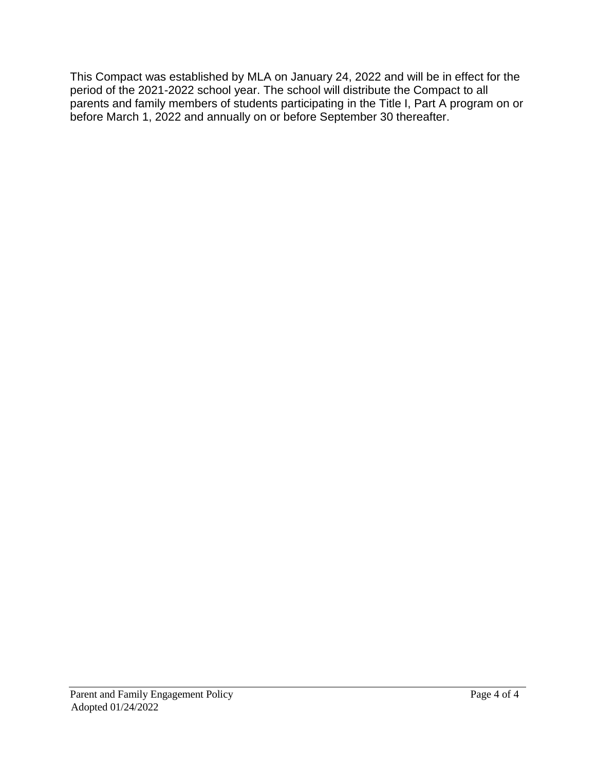This Compact was established by MLA on January 24, 2022 and will be in effect for the period of the 2021-2022 school year. The school will distribute the Compact to all parents and family members of students participating in the Title I, Part A program on or before March 1, 2022 and annually on or before September 30 thereafter.